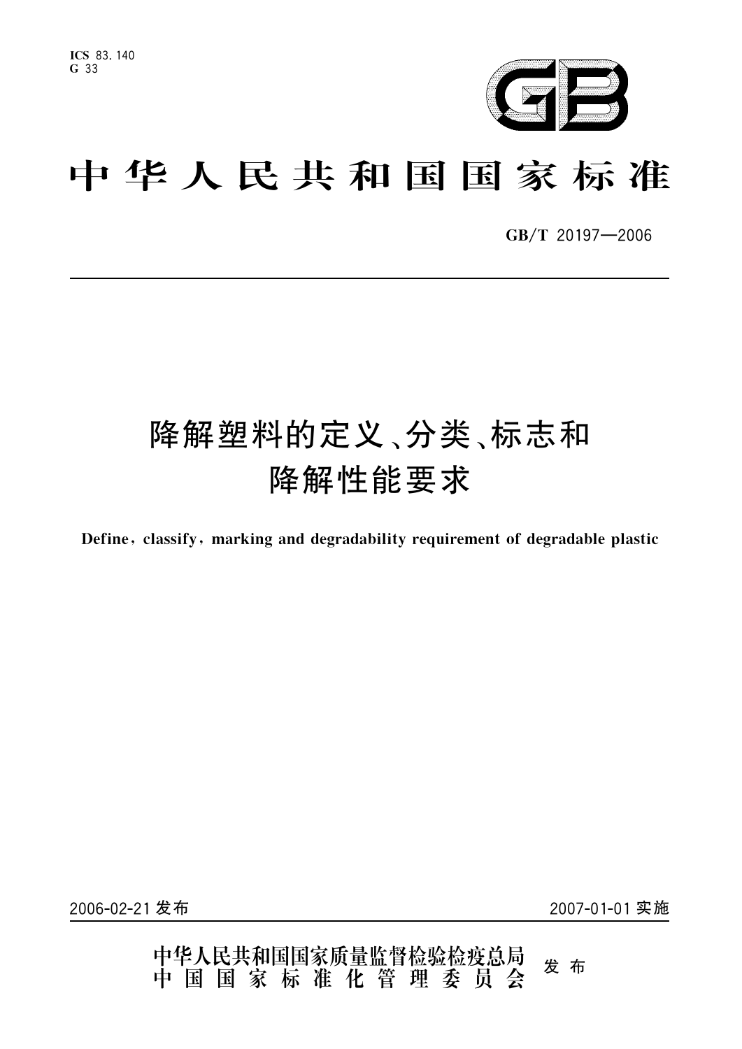ICS 83.140
G 33

GB

# 中华人民共和国国家标准

GB/T 20197—2006

---

# 降解塑料的定义、分类、标志和降解性能要求

**Define, classify, marking and degradability requirement of degradable plastic**

2006-02-21 发布　　　　2007-01-01 实施

中华人民共和国国家质量监督检验检疫总局
中国国家标准化管理委员会　发布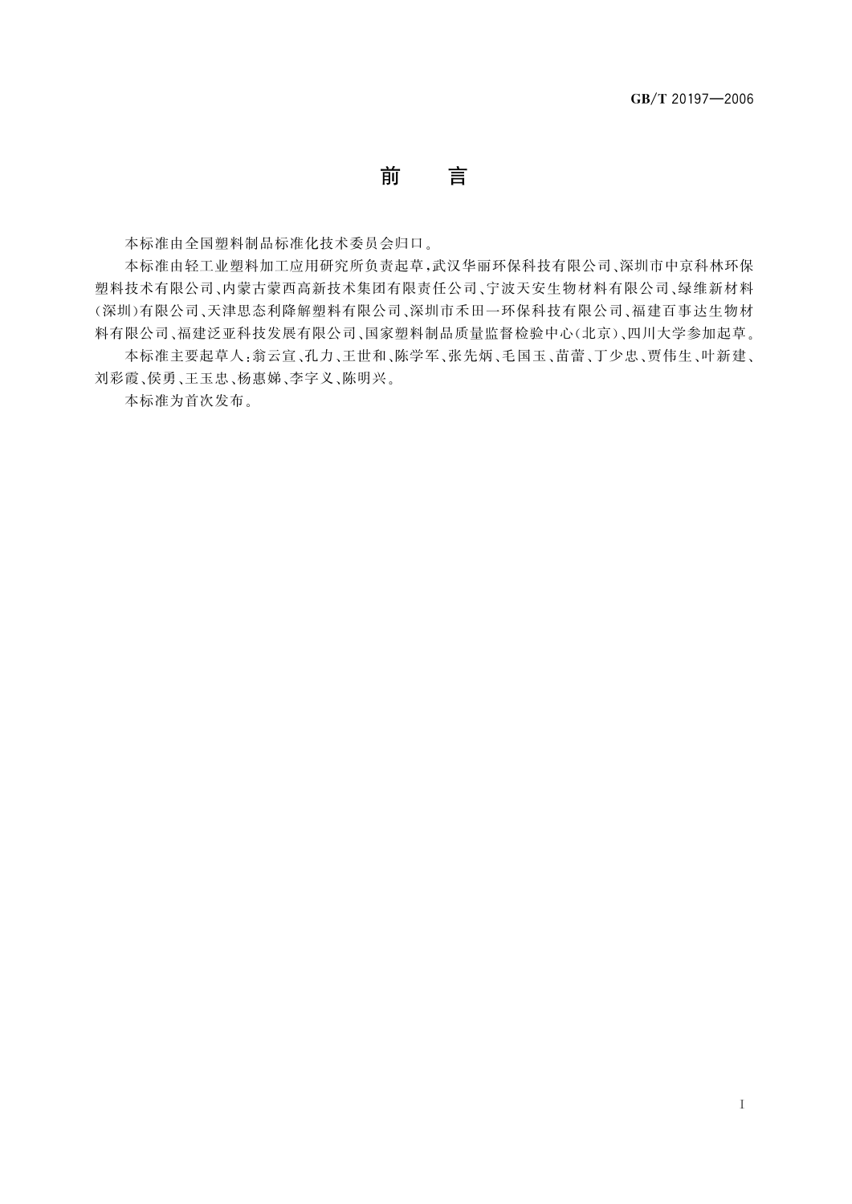# 前　言

本标准由全国塑料制品标准化技术委员会归口。

本标准由轻工业塑料加工应用研究所负责起草，武汉华丽环保科技有限公司、深圳市中京科林环保塑料技术有限公司、内蒙古蒙西高新技术集团有限责任公司、宁波天安生物材料有限公司、绿维新材料（深圳）有限公司、天津思态利降解塑料有限公司、深圳市禾田一环保科技有限公司、福建百事达生物材料有限公司、福建泛亚科技发展有限公司、国家塑料制品质量监督检验中心（北京）、四川大学参加起草。

本标准主要起草人：翁云宣、孔力、王世和、陈学军、张先炳、毛国玉、苗蕾、丁少忠、贾伟生、叶新建、刘彩霞、侯勇、王玉忠、杨惠娣、李字义、陈明兴。

本标准为首次发布。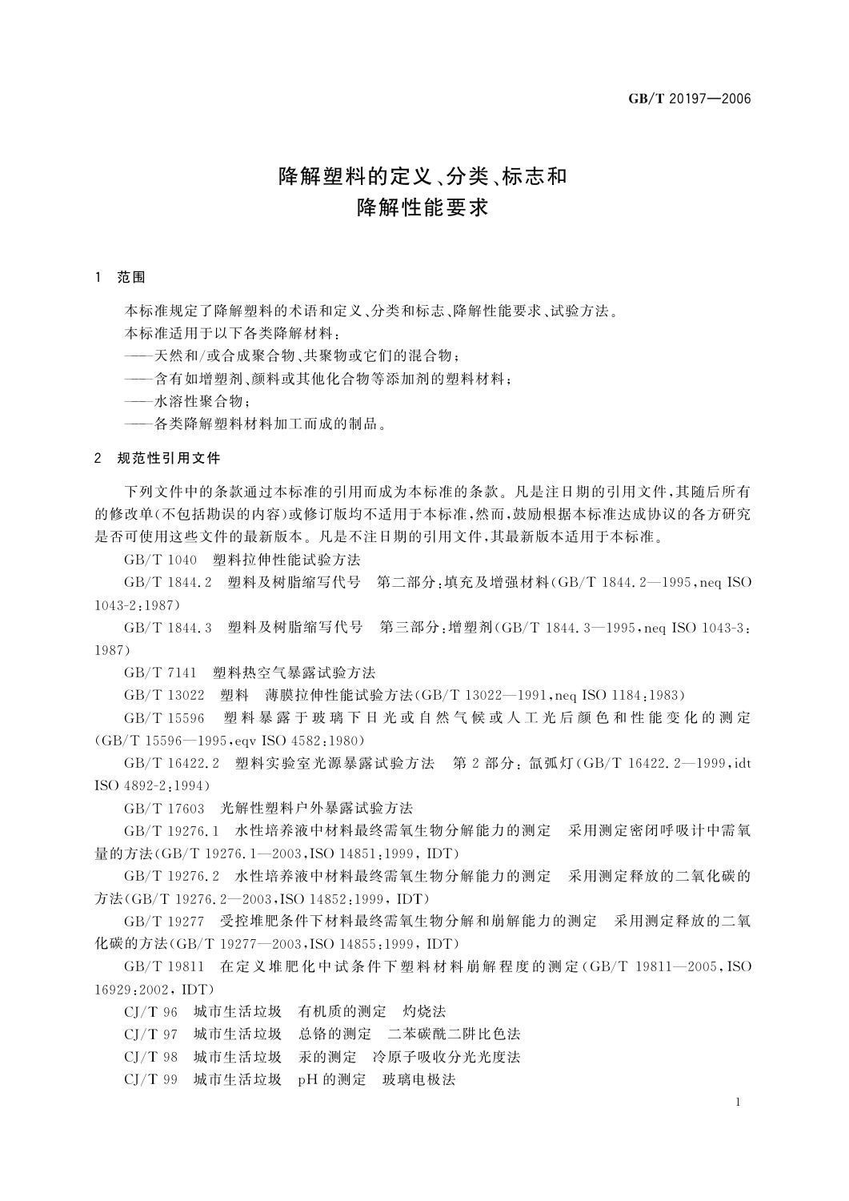# 降解塑料的定义、分类、标志和降解性能要求

## 1 范围

本标准规定了降解塑料的术语和定义、分类和标志、降解性能要求、试验方法。

本标准适用于以下各类降解材料：

——天然和/或合成聚合物、共聚物或它们的混合物；

——含有如增塑剂、颜料或其他化合物等添加剂的塑料材料；

——水溶性聚合物；

——各类降解塑料材料加工而成的制品。

## 2 规范性引用文件

下列文件中的条款通过本标准的引用而成为本标准的条款。凡是注日期的引用文件，其随后所有的修改单（不包括勘误的内容）或修订版均不适用于本标准，然而，鼓励根据本标准达成协议的各方研究是否可使用这些文件的最新版本。凡是不注日期的引用文件，其最新版本适用于本标准。

GB/T 1040 塑料拉伸性能试验方法

GB/T 1844.2 塑料及树脂缩写代号 第二部分：填充及增强材料（GB/T 1844.2—1995，neq ISO 1043-2：1987）

GB/T 1844.3 塑料及树脂缩写代号 第三部分：增塑剂（GB/T 1844.3—1995，neq ISO 1043-3：1987）

GB/T 7141 塑料热空气暴露试验方法

GB/T 13022 塑料 薄膜拉伸性能试验方法（GB/T 13022—1991，neq ISO 1184：1983）

GB/T 15596 塑料暴露于玻璃下日光或自然气候或人工光后颜色和性能变化的测定（GB/T 15596—1995，eqv ISO 4582：1980）

GB/T 16422.2 塑料实验室光源暴露试验方法 第2部分：氙弧灯（GB/T 16422.2—1999，idt ISO 4892-2：1994）

GB/T 17603 光解性塑料户外暴露试验方法

GB/T 19276.1 水性培养液中材料最终需氧生物分解能力的测定 采用测定密闭呼吸计中需氧量的方法（GB/T 19276.1—2003，ISO 14851：1999，IDT）

GB/T 19276.2 水性培养液中材料最终需氧生物分解能力的测定 采用测定释放的二氧化碳的方法（GB/T 19276.2—2003，ISO 14852：1999，IDT）

GB/T 19277 受控堆肥条件下材料最终需氧生物分解和崩解能力的测定 采用测定释放的二氧化碳的方法（GB/T 19277—2003，ISO 14855：1999，IDT）

GB/T 19811 在定义堆肥化中试条件下塑料材料崩解程度的测定（GB/T 19811—2005，ISO 16929：2002，IDT）

CJ/T 96 城市生活垃圾 有机质的测定 灼烧法

CJ/T 97 城市生活垃圾 总铬的测定 二苯碳酰二阱比色法

CJ/T 98 城市生活垃圾 汞的测定 冷原子吸收分光光度法

CJ/T 99 城市生活垃圾 pH的测定 玻璃电极法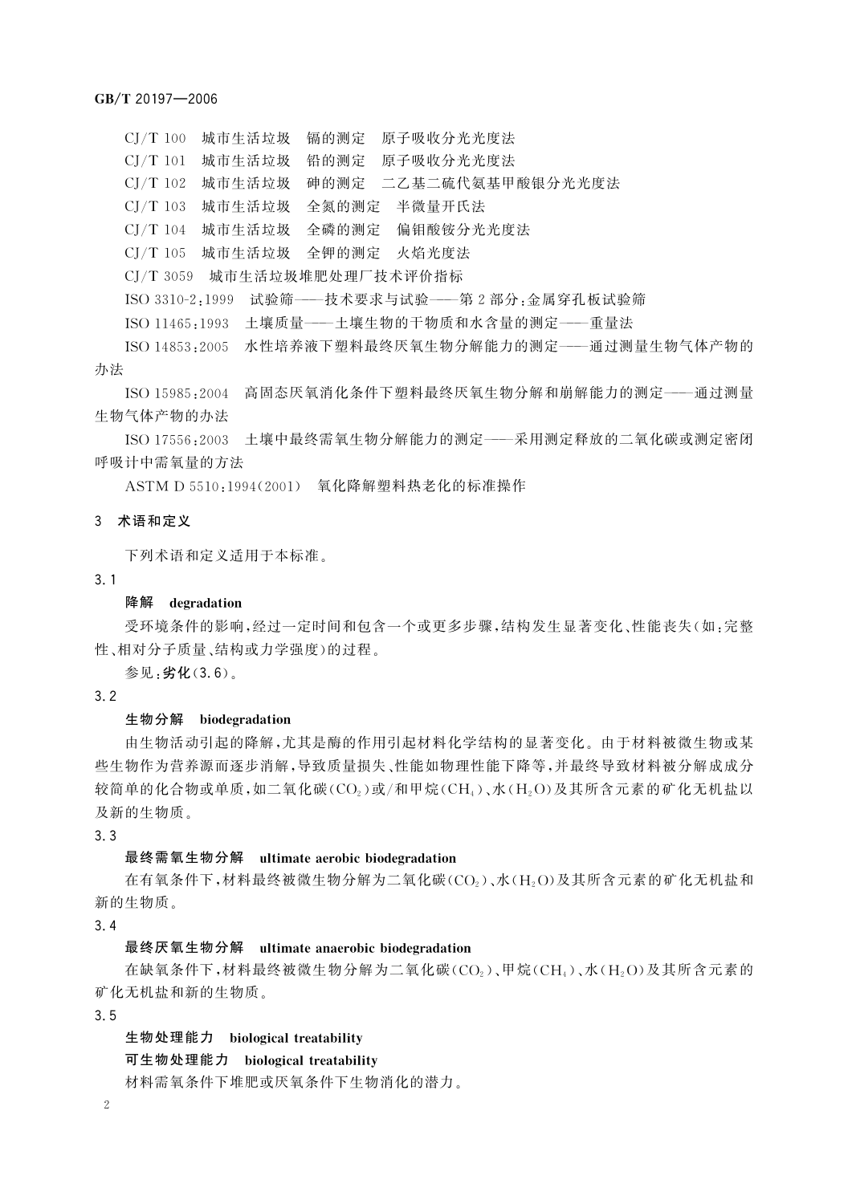CJ/T 100　城市生活垃圾　镉的测定　原子吸收分光光度法

CJ/T 101　城市生活垃圾　铅的测定　原子吸收分光光度法

CJ/T 102　城市生活垃圾　砷的测定　二乙基二硫代氨基甲酸银分光光度法

CJ/T 103　城市生活垃圾　全氮的测定　半微量开氏法

CJ/T 104　城市生活垃圾　全磷的测定　偏钼酸铵分光光度法

CJ/T 105　城市生活垃圾　全钾的测定　火焰光度法

CJ/T 3059　城市生活垃圾堆肥处理厂技术评价指标

ISO 3310-2:1999　试验筛——技术要求与试验——第2部分:金属穿孔板试验筛

ISO 11465:1993　土壤质量——土壤生物的干物质和水含量的测定——重量法

ISO 14853:2005　水性培养液下塑料最终厌氧生物分解能力的测定——通过测量生物气体产物的办法

ISO 15985:2004　高固态厌氧消化条件下塑料最终厌氧生物分解和崩解能力的测定——通过测量生物气体产物的办法

ISO 17556:2003　土壤中最终需氧生物分解能力的测定——采用测定释放的二氧化碳或测定密闭呼吸计中需氧量的方法

ASTM D 5510:1994(2001)　氧化降解塑料热老化的标准操作

## 3　术语和定义

下列术语和定义适用于本标准。

### 3.1

**降解　degradation**

受环境条件的影响,经过一定时间和包含一个或更多步骤,结构发生显著变化、性能丧失(如:完整性、相对分子质量、结构或力学强度)的过程。

参见:**劣化**(3.6)。

### 3.2

**生物分解　biodegradation**

由生物活动引起的降解,尤其是酶的作用引起材料化学结构的显著变化。由于材料被微生物或某些生物作为营养源而逐步消解,导致质量损失、性能如物理性能下降等,并最终导致材料被分解成成分较简单的化合物或单质,如二氧化碳($CO_2$)或/和甲烷($CH_4$)、水($H_2O$)及其所含元素的矿化无机盐以及新的生物质。

### 3.3

**最终需氧生物分解　ultimate aerobic biodegradation**

在有氧条件下,材料最终被微生物分解为二氧化碳($CO_2$)、水($H_2O$)及其所含元素的矿化无机盐和新的生物质。

### 3.4

**最终厌氧生物分解　ultimate anaerobic biodegradation**

在缺氧条件下,材料最终被微生物分解为二氧化碳($CO_2$)、甲烷($CH_4$)、水($H_2O$)及其所含元素的矿化无机盐和新的生物质。

### 3.5

**生物处理能力　biological treatability**

**可生物处理能力　biological treatability**

材料需氧条件下堆肥或厌氧条件下生物消化的潜力。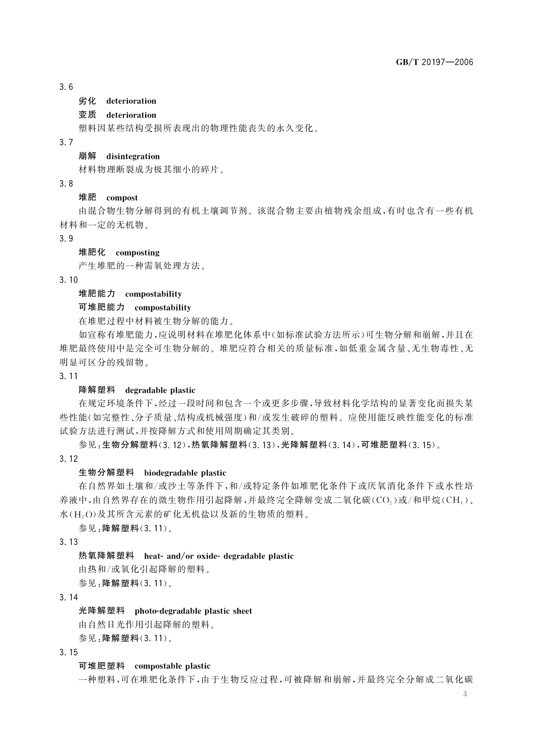3.6

**劣化　deterioration**

**变质　deterioration**

塑料因某些结构受损所表现出的物理性能丧失的永久变化。

3.7

**崩解　disintegration**

材料物理断裂成为极其细小的碎片。

3.8

**堆肥　compost**

由混合物生物分解得到的有机土壤调节剂。该混合物主要由植物残余组成，有时也含有一些有机材料和一定的无机物。

3.9

**堆肥化　composting**

产生堆肥的一种需氧处理方法。

3.10

**堆肥能力　compostability**

**可堆肥能力　compostability**

在堆肥过程中材料被生物分解的能力。

如宣称有堆肥能力，应说明材料在堆肥化体系中（如标准试验方法所示）可生物分解和崩解，并且在堆肥最终使用中是完全可生物分解的。堆肥应符合相关的质量标准，如低重金属含量、无生物毒性、无明显可区分的残留物。

3.11

**降解塑料　degradable plastic**

在规定环境条件下，经过一段时间和包含一个或更多步骤，导致材料化学结构的显著变化而损失某些性能（如完整性、分子质量、结构或机械强度）和/或发生破碎的塑料。应使用能反映性能变化的标准试验方法进行测试，并按降解方式和使用周期确定其类别。

参见：**生物分解塑料**（3.12），**热氧降解塑料**（3.13），**光降解塑料**（3.14），**可堆肥塑料**（3.15）。

3.12

**生物分解塑料　biodegradable plastic**

在自然界如土壤和/或沙土等条件下，和/或特定条件如堆肥化条件下或厌氧消化条件下或水性培养液中，由自然界存在的微生物作用引起降解，并最终完全降解变成二氧化碳（$CO_2$）或/和甲烷（$CH_4$）、水（$H_2O$）及其所含元素的矿化无机盐以及新的生物质的塑料。

参见：**降解塑料**（3.11）。

3.13

**热氧降解塑料　heat- and/or oxide- degradable plastic**

由热和/或氧化引起降解的塑料。

参见：**降解塑料**（3.11）。

3.14

**光降解塑料　photo-degradable plastic sheet**

由自然日光作用引起降解的塑料。

参见：**降解塑料**（3.11）。

3.15

**可堆肥塑料　compostable plastic**

一种塑料，可在堆肥化条件下，由于生物反应过程，可被降解和崩解，并最终完全分解成二氧化碳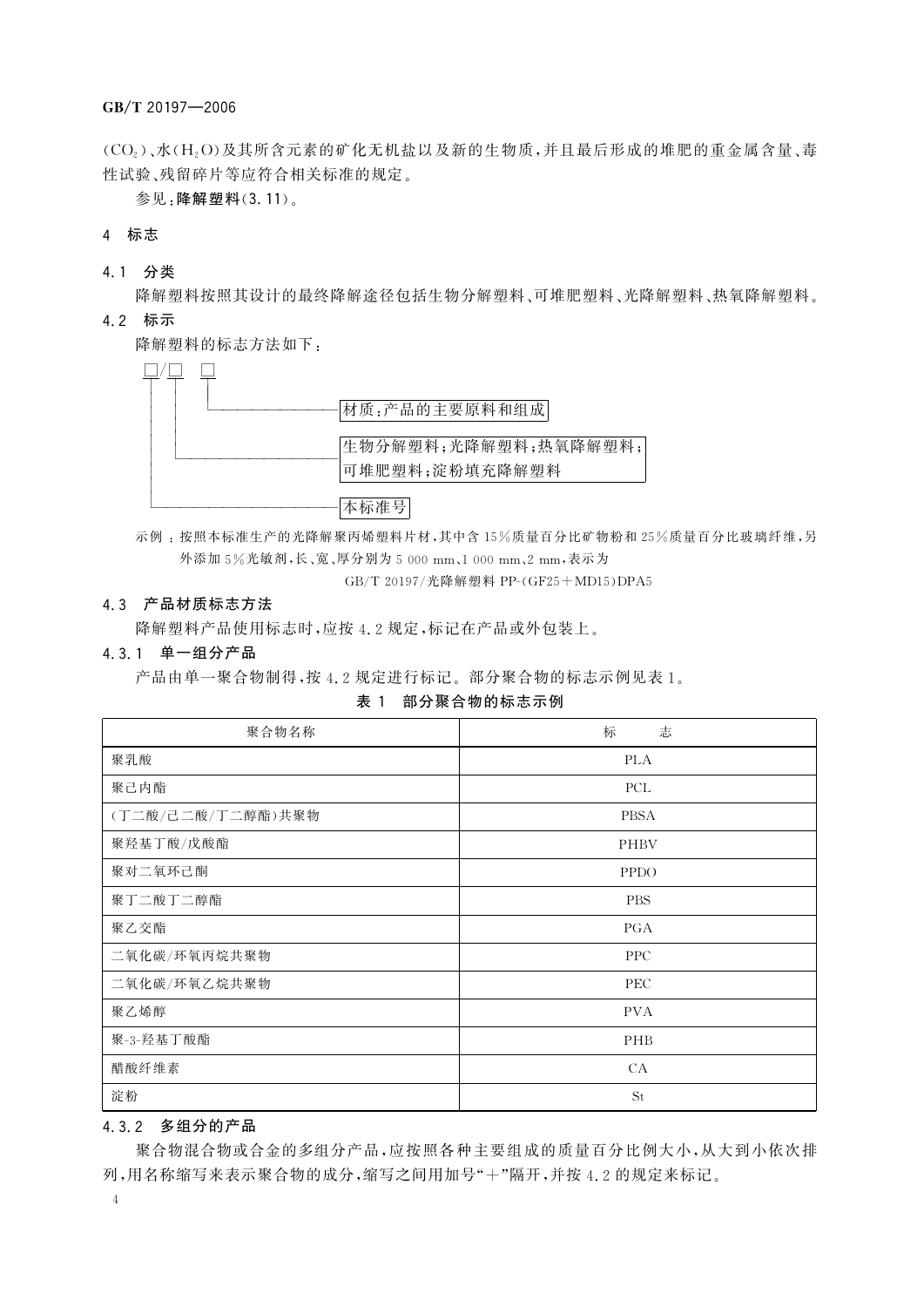($CO_2$)、水($H_2O$)及其所含元素的矿化无机盐以及新的生物质，并且最后形成的堆肥的重金属含量、毒性试验、残留碎片等应符合相关标准的规定。

参见：**降解塑料**(3.11)。

## 4 标志

### 4.1 分类

降解塑料按照其设计的最终降解途径包括生物分解塑料、可堆肥塑料、光降解塑料、热氧降解塑料。

### 4.2 标示

降解塑料的标志方法如下：

```
□/□  □
│ │  │
│ │  └──────────── 材质;产品的主要原料和组成
│ │
│ └─────────────── 生物分解塑料;光降解塑料;热氧降解塑料;
│                  可堆肥塑料;淀粉填充降解塑料
│
└───────────────── 本标准号
```

示例：按照本标准生产的光降解聚丙烯塑料片材，其中含15%质量百分比矿物粉和25%质量百分比玻璃纤维，另外添加5%光敏剂，长、宽、厚分别为5 000 mm、1 000 mm、2 mm，表示为

GB/T 20197/光降解塑料 PP-(GF25+MD15)DPA5

### 4.3 产品材质标志方法

降解塑料产品使用标志时，应按4.2规定，标记在产品或外包装上。

#### 4.3.1 单一组分产品

产品由单一聚合物制得，按4.2规定进行标记。部分聚合物的标志示例见表1。

**表1 部分聚合物的标志示例**

| 聚合物名称 | 标　　志 |
|---|---|
| 聚乳酸 | PLA |
| 聚己内酯 | PCL |
| (丁二酸/己二酸/丁二醇酯)共聚物 | PBSA |
| 聚羟基丁酸/戊酸酯 | PHBV |
| 聚对二氧环己酮 | PPDO |
| 聚丁二酸丁二醇酯 | PBS |
| 聚乙交酯 | PGA |
| 二氧化碳/环氧丙烷共聚物 | PPC |
| 二氧化碳/环氧乙烷共聚物 | PEC |
| 聚乙烯醇 | PVA |
| 聚-3-羟基丁酸酯 | PHB |
| 醋酸纤维素 | CA |
| 淀粉 | St |

#### 4.3.2 多组分的产品

聚合物混合物或合金的多组分产品，应按照各种主要组成的质量百分比例大小，从大到小依次排列，用名称缩写来表示聚合物的成分，缩写之间用加号"+"隔开，并按4.2的规定来标记。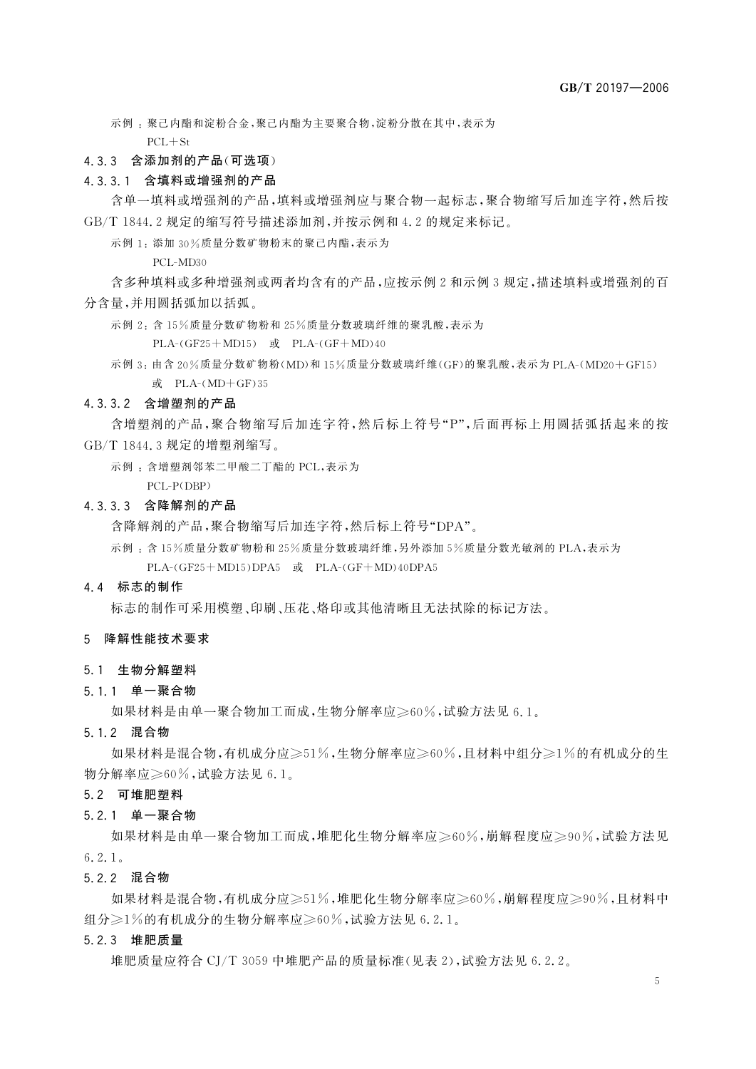示例：聚己内酯和淀粉合金，聚己内酯为主要聚合物，淀粉分散在其中，表示为

PCL＋St

#### 4.3.3 含添加剂的产品（可选项）

##### 4.3.3.1 含填料或增强剂的产品

含单一填料或增强剂的产品，填料或增强剂应与聚合物一起标志，聚合物缩写后加连字符，然后按GB/T 1844.2规定的缩写符号描述添加剂，并按示例和4.2的规定来标记。

示例1：添加30％质量分数矿物粉末的聚己内酯，表示为

PCL-MD30

含多种填料或多种增强剂或两者均含有的产品，应按示例2和示例3规定，描述填料或增强剂的百分含量，并用圆括弧加以括弧。

示例2：含15％质量分数矿物粉和25％质量分数玻璃纤维的聚乳酸，表示为

PLA-(GF25＋MD15)　或　PLA-(GF＋MD)40

示例3：由含20％质量分数矿物粉(MD)和15％质量分数玻璃纤维(GF)的聚乳酸，表示为PLA-(MD20＋GF15)　或　PLA-(MD＋GF)35

##### 4.3.3.2 含增塑剂的产品

含增塑剂的产品，聚合物缩写后加连字符，然后标上符号“P”，后面再标上用圆括弧括起来的按GB/T 1844.3规定的增塑剂缩写。

示例：含增塑剂邻苯二甲酸二丁酯的PCL，表示为

PCL-P(DBP)

##### 4.3.3.3 含降解剂的产品

含降解剂的产品，聚合物缩写后加连字符，然后标上符号“DPA”。

示例：含15％质量分数矿物粉和25％质量分数玻璃纤维，另外添加5％质量分数光敏剂的PLA，表示为

PLA-(GF25＋MD15)DPA5　或　PLA-(GF＋MD)40DPA5

### 4.4 标志的制作

标志的制作可采用模塑、印刷、压花、烙印或其他清晰且无法拭除的标记方法。

## 5 降解性能技术要求

### 5.1 生物分解塑料

#### 5.1.1 单一聚合物

如果材料是由单一聚合物加工而成，生物分解率应≥60％，试验方法见6.1。

#### 5.1.2 混合物

如果材料是混合物，有机成分应≥51％，生物分解率应≥60％，且材料中组分≥1％的有机成分的生物分解率应≥60％，试验方法见6.1。

### 5.2 可堆肥塑料

#### 5.2.1 单一聚合物

如果材料是由单一聚合物加工而成，堆肥化生物分解率应≥60％，崩解程度应≥90％，试验方法见6.2.1。

#### 5.2.2 混合物

如果材料是混合物，有机成分应≥51％，堆肥化生物分解率应≥60％，崩解程度应≥90％，且材料中组分≥1％的有机成分的生物分解率应≥60％，试验方法见6.2.1。

#### 5.2.3 堆肥质量

堆肥质量应符合CJ/T 3059中堆肥产品的质量标准(见表2)，试验方法见6.2.2。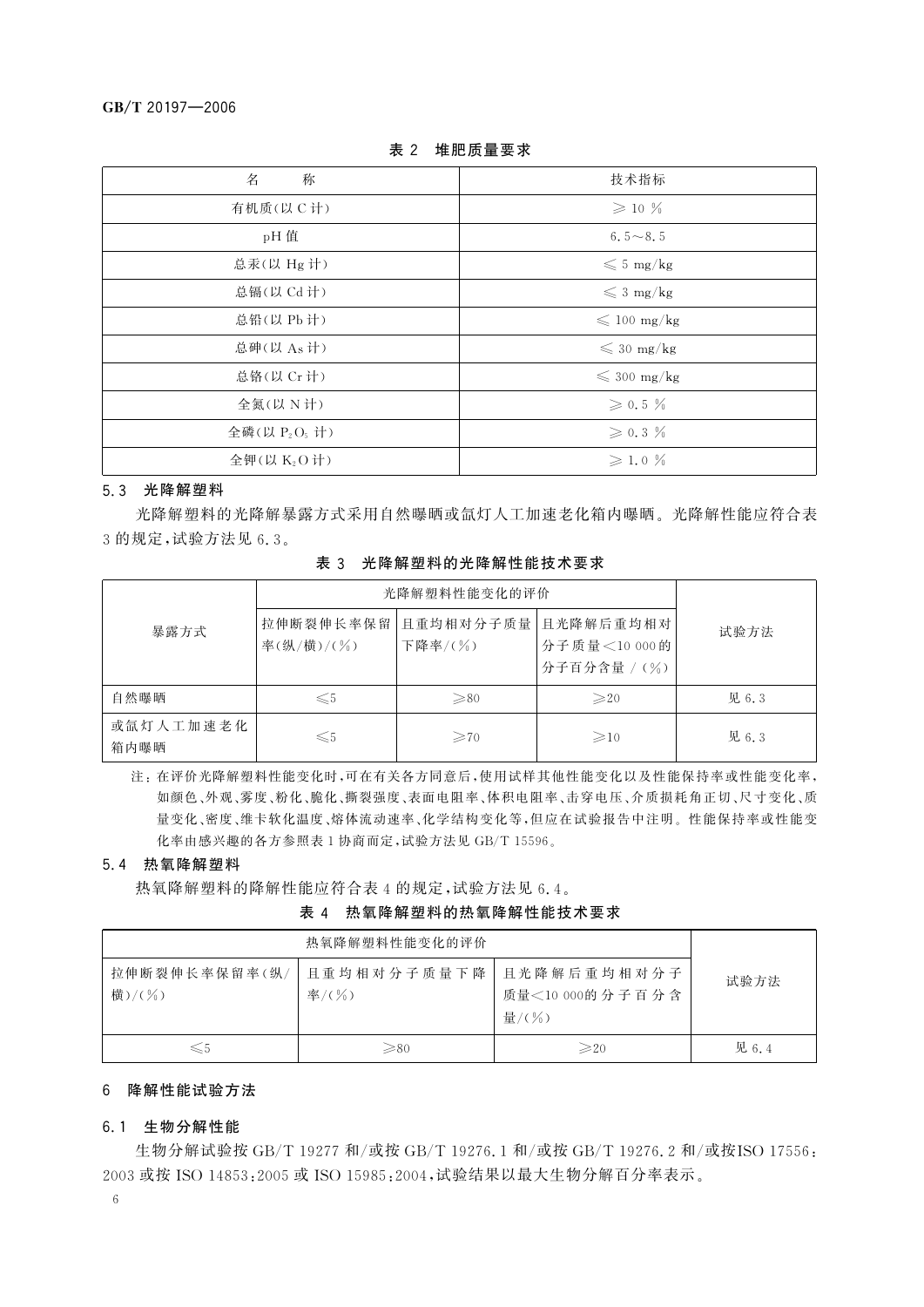**表 2　堆肥质量要求**

| 名　　称 | 技术指标 |
|---|---|
| 有机质(以 C 计) | ≥ 10 % |
| pH 值 | 6.5～8.5 |
| 总汞(以 Hg 计) | ≤ 5 mg/kg |
| 总镉(以 Cd 计) | ≤ 3 mg/kg |
| 总铅(以 Pb 计) | ≤ 100 mg/kg |
| 总砷(以 As 计) | ≤ 30 mg/kg |
| 总铬(以 Cr 计) | ≤ 300 mg/kg |
| 全氮(以 N 计) | ≥ 0.5 % |
| 全磷(以 $P_2O_5$ 计) | ≥ 0.3 % |
| 全钾(以 $K_2O$ 计) | ≥ 1.0 % |

### 5.3　光降解塑料

光降解塑料的光降解暴露方式采用自然曝晒或氙灯人工加速老化箱内曝晒。光降解性能应符合表 3 的规定，试验方法见 6.3。

**表 3　光降解塑料的光降解性能技术要求**

| 暴露方式 | 光降解塑料性能变化的评价 | | | 试验方法 |
|---|---|---|---|---|
| | 拉伸断裂伸长率保留率(纵/横)/(%) | 且重均相对分子质量下降率/(%) | 且光降解后重均相对分子质量<10 000的分子百分含量 / (%) | |
| 自然曝晒 | ≤5 | ≥80 | ≥20 | 见 6.3 |
| 或氙灯人工加速老化箱内曝晒 | ≤5 | ≥70 | ≥10 | 见 6.3 |

注：在评价光降解塑料性能变化时，可在有关各方同意后，使用试样其他性能变化以及性能保持率或性能变化率，如颜色、外观、雾度、粉化、脆化、撕裂强度、表面电阻率、体积电阻率、击穿电压、介质损耗角正切、尺寸变化、质量变化、密度、维卡软化温度、熔体流动速率、化学结构变化等，但应在试验报告中注明。性能保持率或性能变化率由感兴趣的各方参照表 1 协商而定，试验方法见 GB/T 15596。

### 5.4　热氧降解塑料

热氧降解塑料的降解性能应符合表 4 的规定，试验方法见 6.4。

**表 4　热氧降解塑料的热氧降解性能技术要求**

| 热氧降解塑料性能变化的评价 | | | 试验方法 |
|---|---|---|---|
| 拉伸断裂伸长率保留率(纵/横)/(%) | 且重均相对分子质量下降率/(%) | 且光降解后重均相对分子质量<10 000的分子百分含量/(%) | |
| ≤5 | ≥80 | ≥20 | 见 6.4 |

## 6　降解性能试验方法

### 6.1　生物分解性能

生物分解试验按 GB/T 19277 和/或按 GB/T 19276.1 和/或按 GB/T 19276.2 和/或按ISO 17556:2003 或按 ISO 14853:2005 或 ISO 15985:2004，试验结果以最大生物分解百分率表示。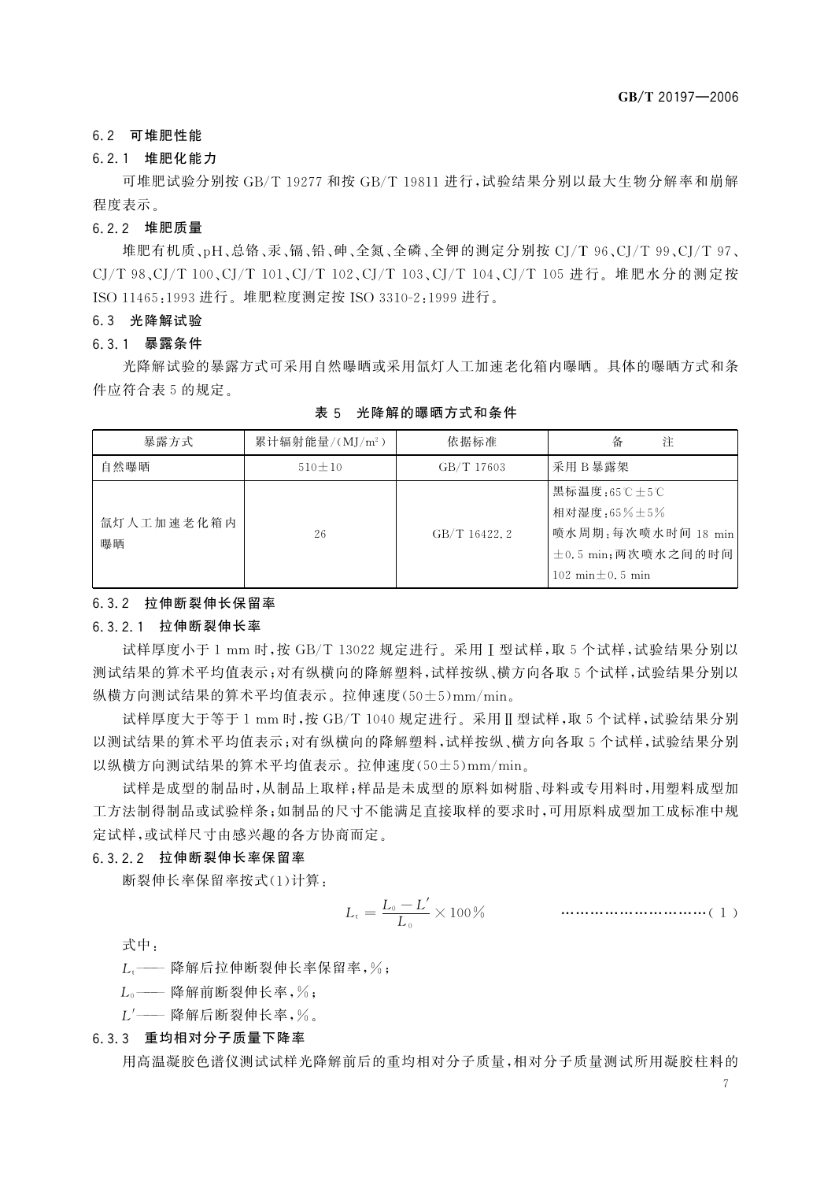### 6.2 可堆肥性能

#### 6.2.1 堆肥化能力

可堆肥试验分别按 GB/T 19277 和按 GB/T 19811 进行，试验结果分别以最大生物分解率和崩解程度表示。

#### 6.2.2 堆肥质量

堆肥有机质、pH、总铬、汞、镉、铅、砷、全氮、全磷、全钾的测定分别按 CJ/T 96、CJ/T 99、CJ/T 97、CJ/T 98、CJ/T 100、CJ/T 101、CJ/T 102、CJ/T 103、CJ/T 104、CJ/T 105 进行。堆肥水分的测定按 ISO 11465:1993 进行。堆肥粒度测定按 ISO 3310-2:1999 进行。

### 6.3 光降解试验

#### 6.3.1 暴露条件

光降解试验的暴露方式可采用自然曝晒或采用氙灯人工加速老化箱内曝晒。具体的曝晒方式和条件应符合表 5 的规定。

**表 5 光降解的曝晒方式和条件**

| 暴露方式 | 累计辐射能量/(MJ/m²) | 依据标准 | 备注 |
|---|---|---|---|
| 自然曝晒 | 510±10 | GB/T 17603 | 采用 B 暴露架 |
| 氙灯人工加速老化箱内曝晒 | 26 | GB/T 16422.2 | 黑标温度：65℃±5℃<br>相对湿度：65%±5%<br>喷水周期：每次喷水时间 18 min±0.5 min；两次喷水之间的时间 102 min±0.5 min |

#### 6.3.2 拉伸断裂伸长保留率

##### 6.3.2.1 拉伸断裂伸长率

试样厚度小于 1 mm 时，按 GB/T 13022 规定进行。采用Ⅰ型试样，取 5 个试样，试验结果分别以测试结果的算术平均值表示；对有纵横向的降解塑料，试样按纵、横方向各取 5 个试样，试验结果分别以纵横方向测试结果的算术平均值表示。拉伸速度(50±5)mm/min。

试样厚度大于等于 1 mm 时，按 GB/T 1040 规定进行。采用Ⅱ型试样，取 5 个试样，试验结果分别以测试结果的算术平均值表示；对有纵横向的降解塑料，试样按纵、横方向各取 5 个试样，试验结果分别以纵横方向测试结果的算术平均值表示。拉伸速度(50±5)mm/min。

试样是成型的制品时，从制品上取样；样品是未成型的原料如树脂、母料或专用料时，用塑料成型加工方法制得制品或试验样条；如制品的尺寸不能满足直接取样的要求时，可用原料成型加工成标准中规定试样，或试样尺寸由感兴趣的各方协商而定。

##### 6.3.2.2 拉伸断裂伸长率保留率

断裂伸长率保留率按式(1)计算：

$$L_t = \frac{L_0 - L'}{L_0} \times 100\% \qquad \cdots\cdots(1)$$

式中：

$L_t$—— 降解后拉伸断裂伸长率保留率，%；

$L_0$—— 降解前断裂伸长率，%；

$L'$—— 降解后断裂伸长率，%。

#### 6.3.3 重均相对分子质量下降率

用高温凝胶色谱仪测试试样光降解前后的重均相对分子质量，相对分子质量测试所用凝胶柱料的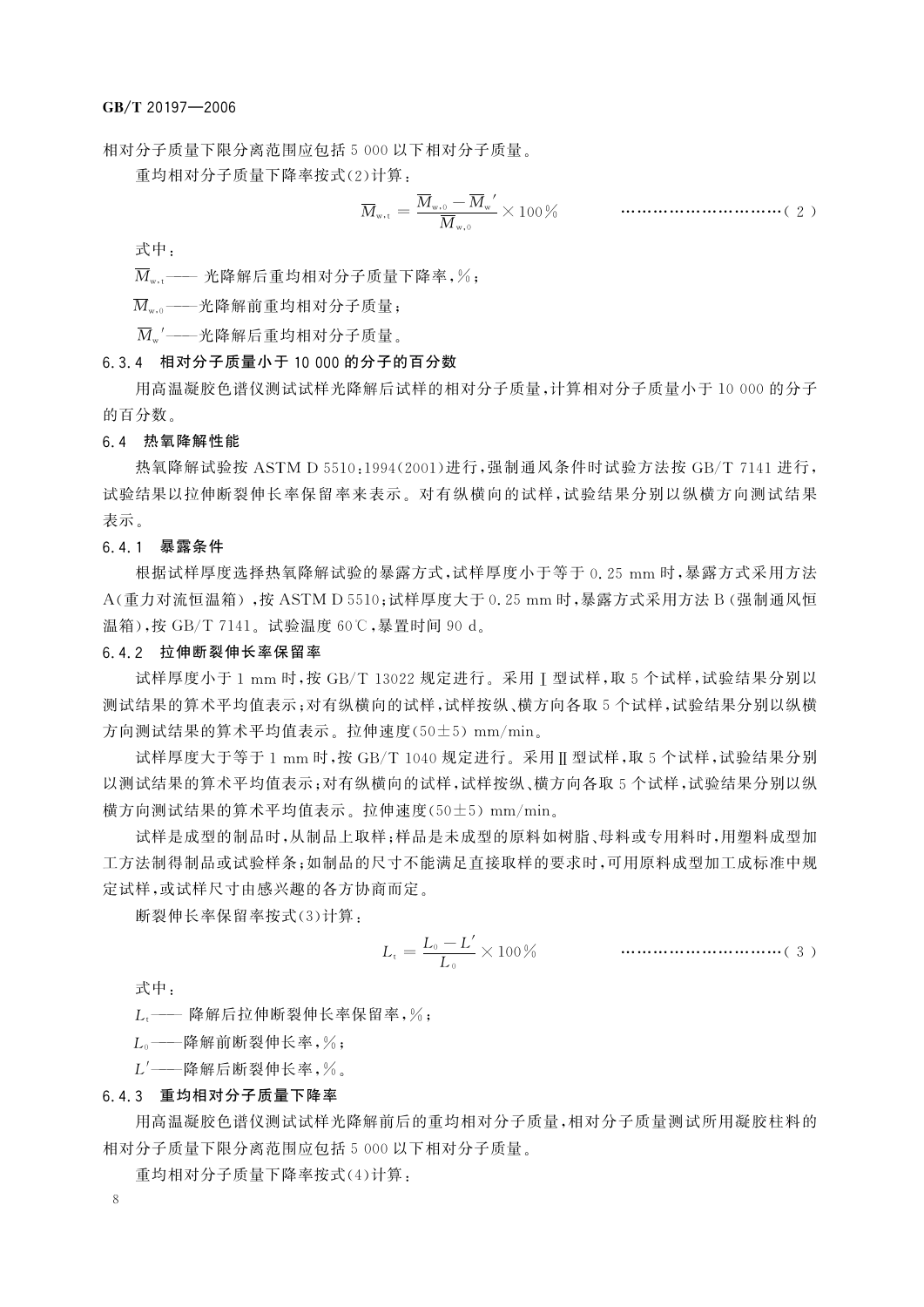相对分子质量下限分离范围应包括 5 000 以下相对分子质量。

重均相对分子质量下降率按式(2)计算：

$$\overline{M}_{w,t} = \frac{\overline{M}_{w,0} - \overline{M}_{w}'}{\overline{M}_{w,0}} \times 100\% \qquad \cdots\cdots(2)$$

式中：

$\overline{M}_{w,t}$—— 光降解后重均相对分子质量下降率，%；

$\overline{M}_{w,0}$——光降解前重均相对分子质量；

$\overline{M}_{w}'$——光降解后重均相对分子质量。

### 6.3.4 相对分子质量小于 10 000 的分子的百分数

用高温凝胶色谱仪测试试样光降解后试样的相对分子质量，计算相对分子质量小于 10 000 的分子的百分数。

## 6.4 热氧降解性能

热氧降解试验按 ASTM D 5510:1994(2001)进行，强制通风条件时试验方法按 GB/T 7141 进行，试验结果以拉伸断裂伸长率保留率来表示。对有纵横向的试样，试验结果分别以纵横方向测试结果表示。

### 6.4.1 暴露条件

根据试样厚度选择热氧降解试验的暴露方式，试样厚度小于等于 0.25 mm 时，暴露方式采用方法 A(重力对流恒温箱)，按 ASTM D 5510；试样厚度大于 0.25 mm 时，暴露方式采用方法 B(强制通风恒温箱)，按 GB/T 7141。试验温度 60℃，暴露时间 90 d。

### 6.4.2 拉伸断裂伸长率保留率

试样厚度小于 1 mm 时，按 GB/T 13022 规定进行。采用Ⅰ型试样，取 5 个试样，试验结果分别以测试结果的算术平均值表示；对有纵横向的试样，试样按纵、横方向各取 5 个试样，试验结果分别以纵横方向测试结果的算术平均值表示。拉伸速度(50±5) mm/min。

试样厚度大于等于 1 mm 时，按 GB/T 1040 规定进行。采用Ⅱ型试样，取 5 个试样，试验结果分别以测试结果的算术平均值表示；对有纵横向的试样，试样按纵、横方向各取 5 个试样，试验结果分别以纵横方向测试结果的算术平均值表示。拉伸速度(50±5) mm/min。

试样是成型的制品时，从制品上取样；样品是未成型的原料如树脂、母料或专用料时，用塑料成型加工方法制得制品或试验样条；如制品的尺寸不能满足直接取样的要求时，可用原料成型加工成标准中规定试样，或试样尺寸由感兴趣的各方协商而定。

断裂伸长率保留率按式(3)计算：

$$L_{t} = \frac{L_{0} - L'}{L_{0}} \times 100\% \qquad \cdots\cdots(3)$$

式中：

$L_{t}$—— 降解后拉伸断裂伸长率保留率，%；

$L_{0}$——降解前断裂伸长率，%；

$L'$——降解后断裂伸长率，%。

### 6.4.3 重均相对分子质量下降率

用高温凝胶色谱仪测试试样光降解前后的重均相对分子质量，相对分子质量测试所用凝胶柱料的相对分子质量下限分离范围应包括 5 000 以下相对分子质量。

重均相对分子质量下降率按式(4)计算：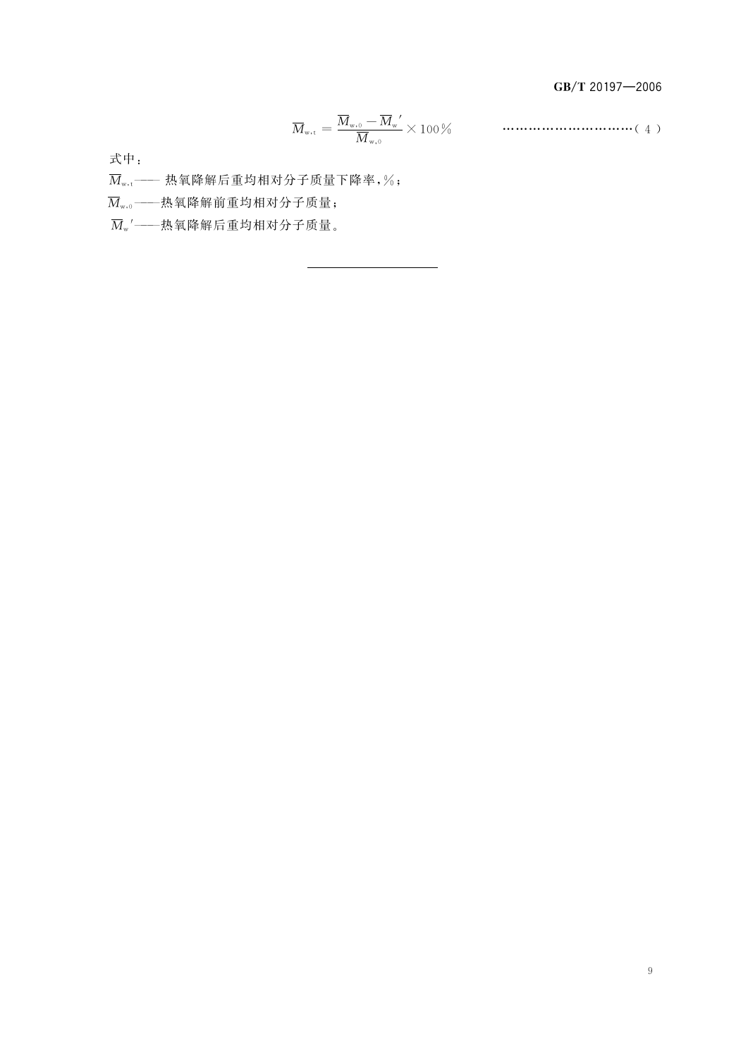$$\overline{M}_{w,t} = \frac{\overline{M}_{w,0} - \overline{M}_{w}'}{\overline{M}_{w,0}} \times 100\% \quad \cdots\cdots\cdots\cdots (4)$$

式中：

$\overline{M}_{w,t}$—— 热氧降解后重均相对分子质量下降率，%；

$\overline{M}_{w,0}$——热氧降解前重均相对分子质量；

$\overline{M}_{w}'$——热氧降解后重均相对分子质量。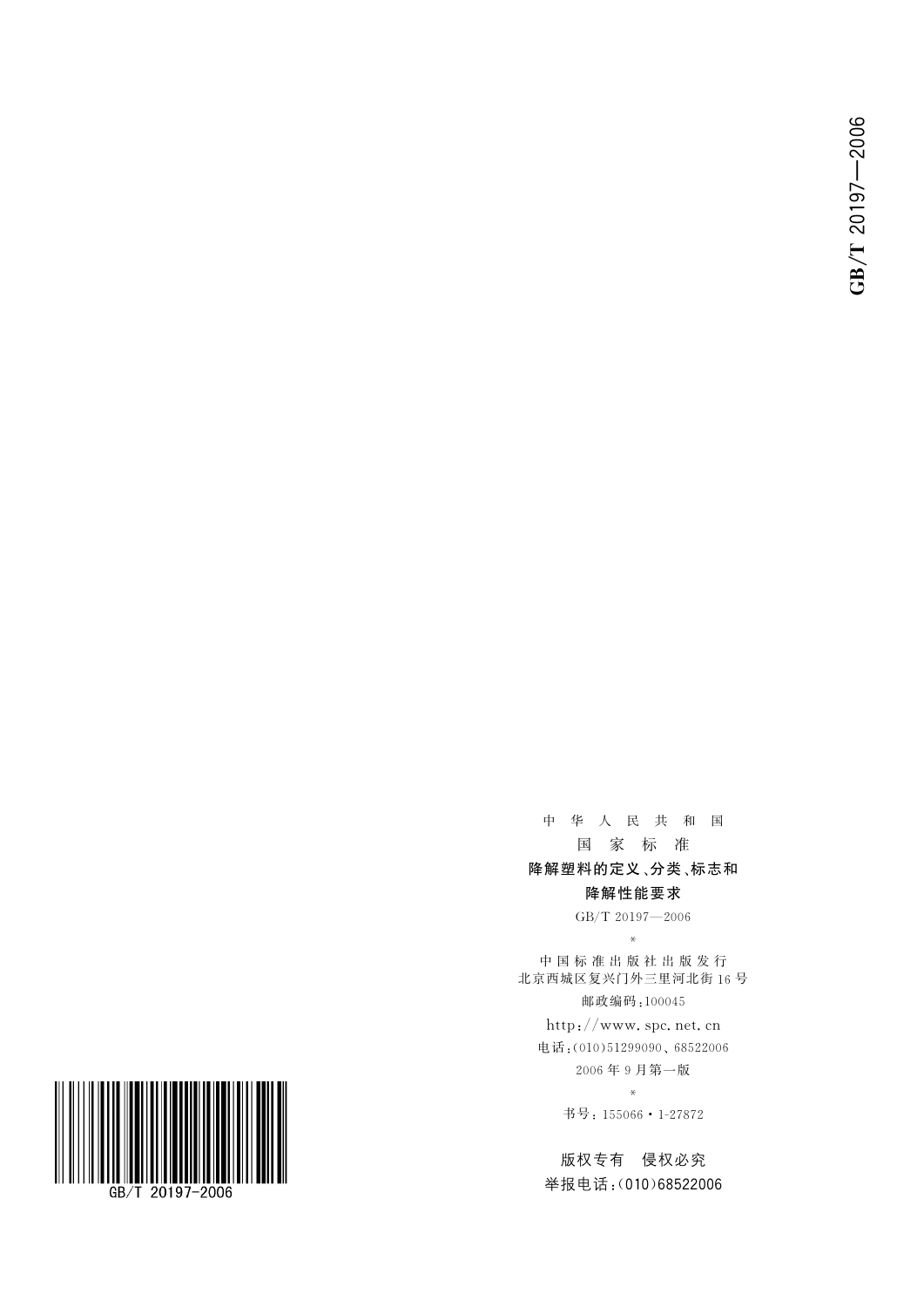中　华　人　民　共　和　国

国　家　标　准

**降解塑料的定义、分类、标志和降解性能要求**

GB/T 20197—2006

*

中国标准出版社出版发行

北京西城区复兴门外三里河北街16号

邮政编码：100045

http://www.spc.net.cn

电话：(010)51299090、68522006

2006年9月第一版

*

书号：155066・1-27872

版权专有　侵权必究

举报电话：(010)68522006

GB/T 20197-2006